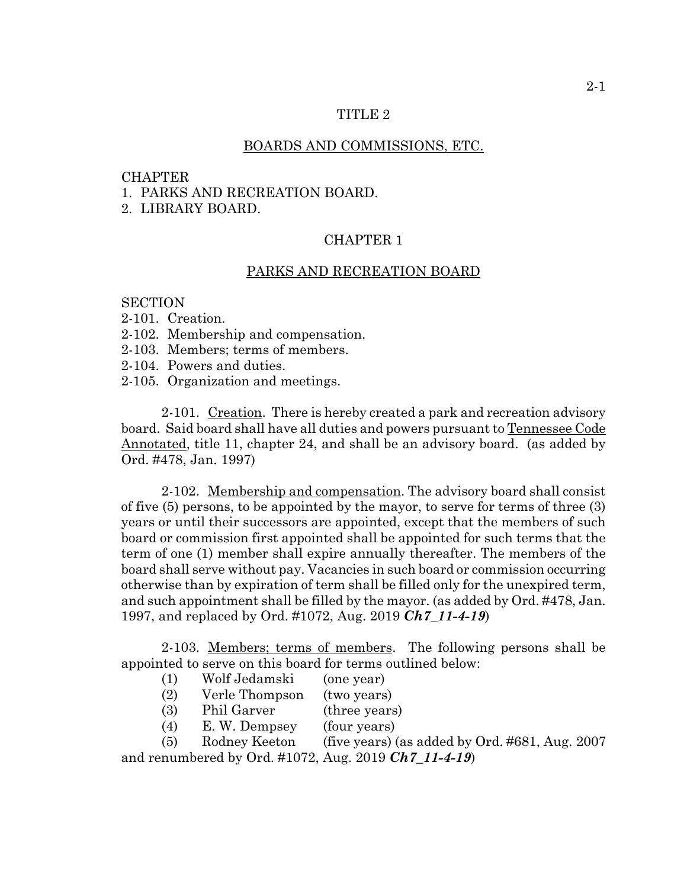# TITLE 2

## BOARDS AND COMMISSIONS, ETC.

CHAPTER
1. PARKS AND RECREATION BOARD.
2. LIBRARY BOARD.

## CHAPTER 1

## PARKS AND RECREATION BOARD

SECTION
2-101. Creation.
2-102. Membership and compensation.
2-103. Members; terms of members.
2-104. Powers and duties.
2-105. Organization and meetings.

2-101. Creation. There is hereby created a park and recreation advisory board. Said board shall have all duties and powers pursuant to Tennessee Code Annotated, title 11, chapter 24, and shall be an advisory board. (as added by Ord. #478, Jan. 1997)

2-102. Membership and compensation. The advisory board shall consist of five (5) persons, to be appointed by the mayor, to serve for terms of three (3) years or until their successors are appointed, except that the members of such board or commission first appointed shall be appointed for such terms that the term of one (1) member shall expire annually thereafter. The members of the board shall serve without pay. Vacancies in such board or commission occurring otherwise than by expiration of term shall be filled only for the unexpired term, and such appointment shall be filled by the mayor. (as added by Ord. #478, Jan. 1997, and replaced by Ord. #1072, Aug. 2019 ***Ch7_11-4-19***)

2-103. Members; terms of members. The following persons shall be appointed to serve on this board for terms outlined below:

(1) Wolf Jedamski (one year)
(2) Verle Thompson (two years)
(3) Phil Garver (three years)
(4) E. W. Dempsey (four years)
(5) Rodney Keeton (five years) (as added by Ord. #681, Aug. 2007 and renumbered by Ord. #1072, Aug. 2019 ***Ch7_11-4-19***)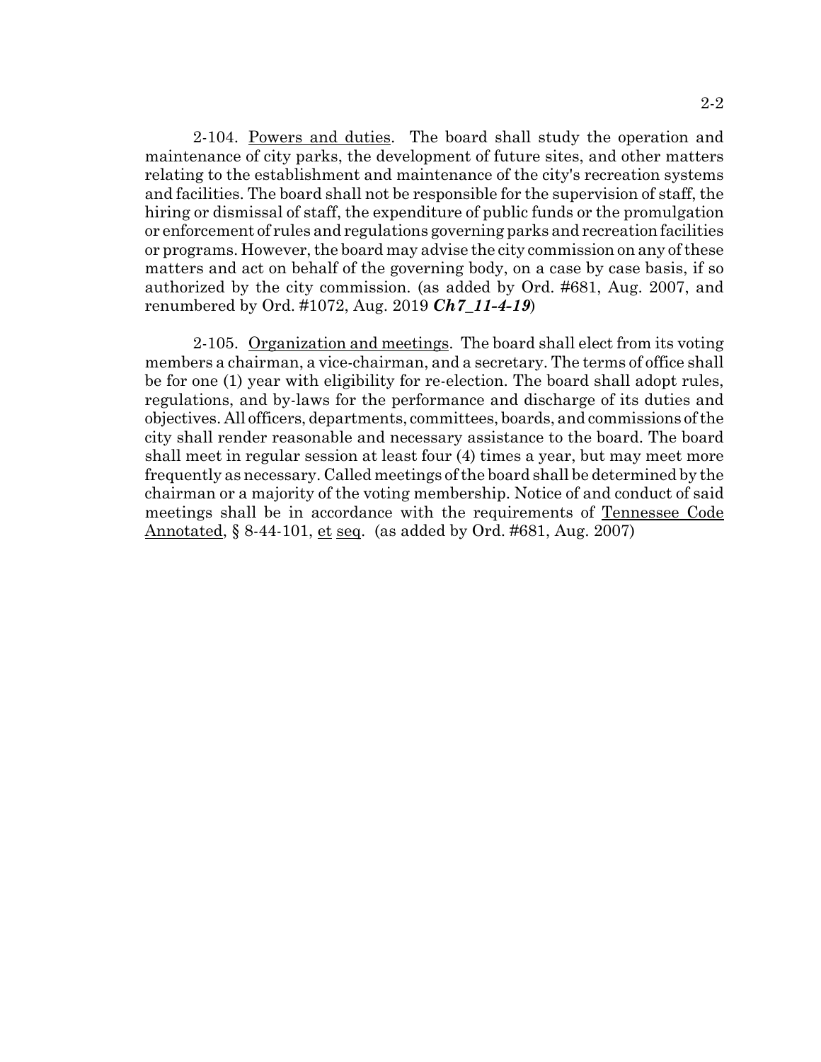2-104. <u>Powers and duties</u>. The board shall study the operation and maintenance of city parks, the development of future sites, and other matters relating to the establishment and maintenance of the city's recreation systems and facilities. The board shall not be responsible for the supervision of staff, the hiring or dismissal of staff, the expenditure of public funds or the promulgation or enforcement of rules and regulations governing parks and recreation facilities or programs. However, the board may advise the city commission on any of these matters and act on behalf of the governing body, on a case by case basis, if so authorized by the city commission. (as added by Ord. #681, Aug. 2007, and renumbered by Ord. #1072, Aug. 2019 ***Ch7_11-4-19***)

2-105. <u>Organization and meetings</u>. The board shall elect from its voting members a chairman, a vice-chairman, and a secretary. The terms of office shall be for one (1) year with eligibility for re-election. The board shall adopt rules, regulations, and by-laws for the performance and discharge of its duties and objectives. All officers, departments, committees, boards, and commissions of the city shall render reasonable and necessary assistance to the board. The board shall meet in regular session at least four (4) times a year, but may meet more frequently as necessary. Called meetings of the board shall be determined by the chairman or a majority of the voting membership. Notice of and conduct of said meetings shall be in accordance with the requirements of <u>Tennessee Code Annotated</u>, § 8-44-101, <u>et</u> <u>seq</u>. (as added by Ord. #681, Aug. 2007)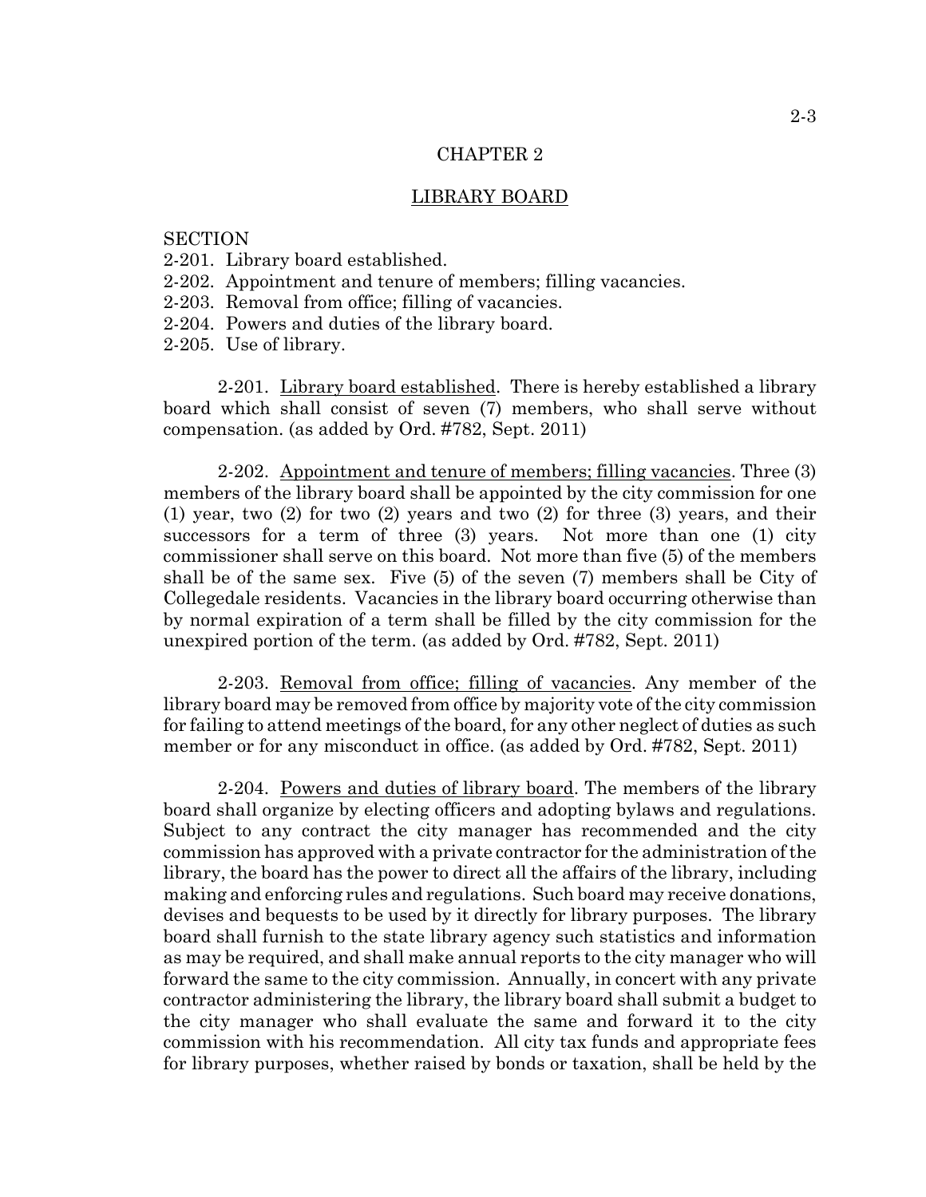# CHAPTER 2

## LIBRARY BOARD

SECTION
2-201. Library board established.
2-202. Appointment and tenure of members; filling vacancies.
2-203. Removal from office; filling of vacancies.
2-204. Powers and duties of the library board.
2-205. Use of library.

2-201. Library board established. There is hereby established a library board which shall consist of seven (7) members, who shall serve without compensation. (as added by Ord. #782, Sept. 2011)

2-202. Appointment and tenure of members; filling vacancies. Three (3) members of the library board shall be appointed by the city commission for one (1) year, two (2) for two (2) years and two (2) for three (3) years, and their successors for a term of three (3) years. Not more than one (1) city commissioner shall serve on this board. Not more than five (5) of the members shall be of the same sex. Five (5) of the seven (7) members shall be City of Collegedale residents. Vacancies in the library board occurring otherwise than by normal expiration of a term shall be filled by the city commission for the unexpired portion of the term. (as added by Ord. #782, Sept. 2011)

2-203. Removal from office; filling of vacancies. Any member of the library board may be removed from office by majority vote of the city commission for failing to attend meetings of the board, for any other neglect of duties as such member or for any misconduct in office. (as added by Ord. #782, Sept. 2011)

2-204. Powers and duties of library board. The members of the library board shall organize by electing officers and adopting bylaws and regulations. Subject to any contract the city manager has recommended and the city commission has approved with a private contractor for the administration of the library, the board has the power to direct all the affairs of the library, including making and enforcing rules and regulations. Such board may receive donations, devises and bequests to be used by it directly for library purposes. The library board shall furnish to the state library agency such statistics and information as may be required, and shall make annual reports to the city manager who will forward the same to the city commission. Annually, in concert with any private contractor administering the library, the library board shall submit a budget to the city manager who shall evaluate the same and forward it to the city commission with his recommendation. All city tax funds and appropriate fees for library purposes, whether raised by bonds or taxation, shall be held by the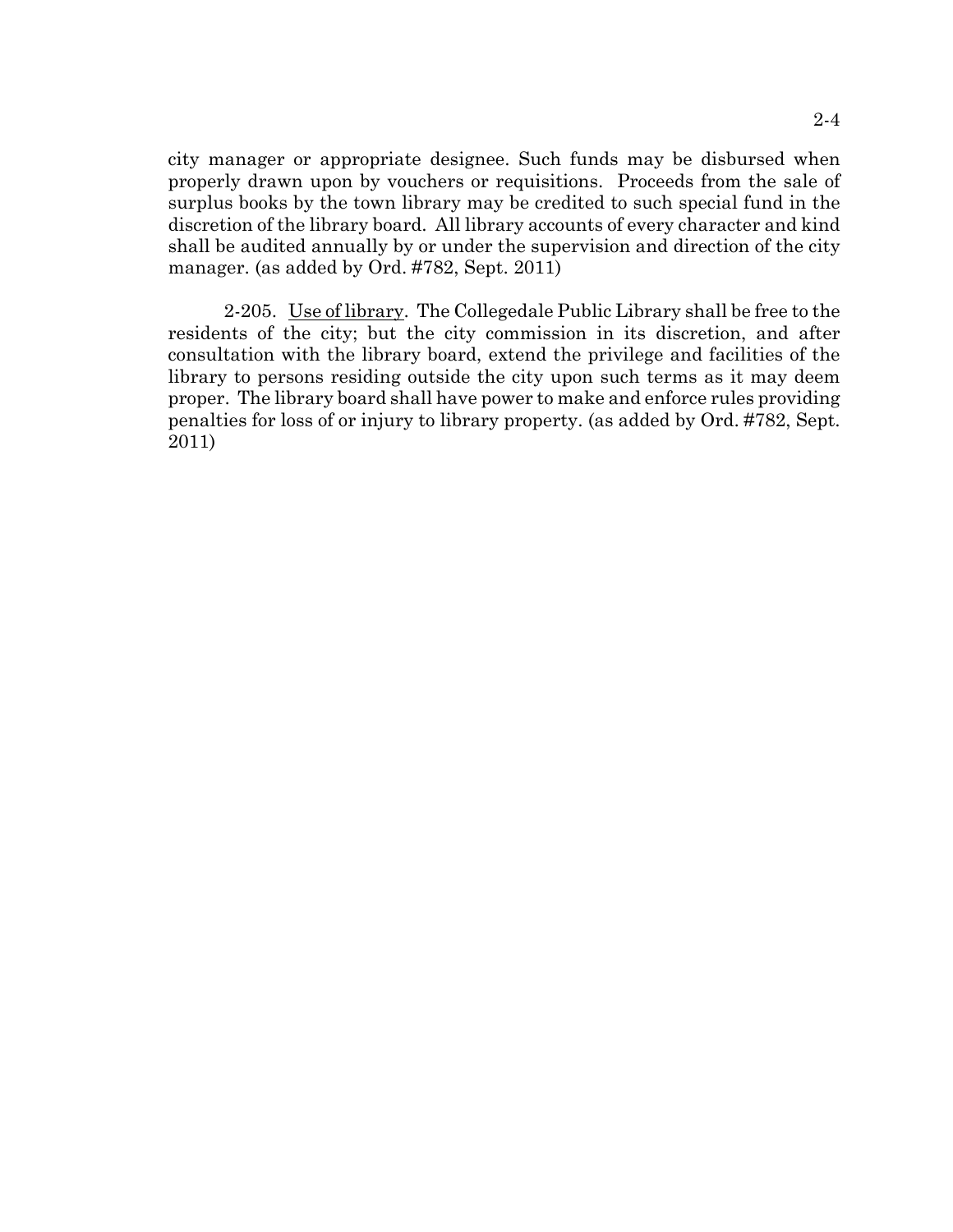city manager or appropriate designee. Such funds may be disbursed when properly drawn upon by vouchers or requisitions. Proceeds from the sale of surplus books by the town library may be credited to such special fund in the discretion of the library board. All library accounts of every character and kind shall be audited annually by or under the supervision and direction of the city manager. (as added by Ord. #782, Sept. 2011)

2-205. Use of library. The Collegedale Public Library shall be free to the residents of the city; but the city commission in its discretion, and after consultation with the library board, extend the privilege and facilities of the library to persons residing outside the city upon such terms as it may deem proper. The library board shall have power to make and enforce rules providing penalties for loss of or injury to library property. (as added by Ord. #782, Sept. 2011)